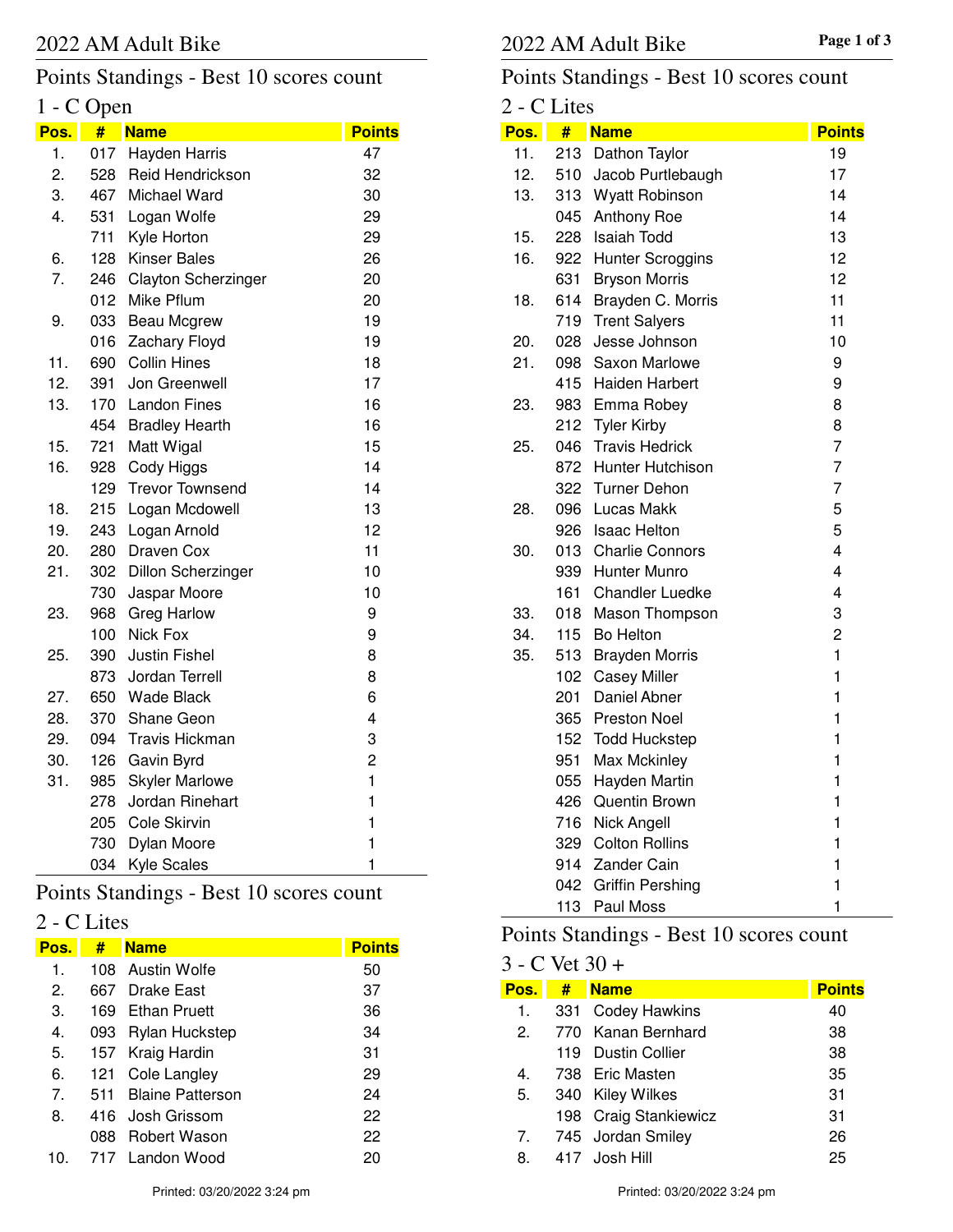# 2022 AM Adult Bike

## Points Standings - Best 10 scores count

### 1 - C Open

| Pos. | # | Name | Points |
|---|---|---|---|
| 1. | 017 | Hayden Harris | 47 |
| 2. | 528 | Reid Hendrickson | 32 |
| 3. | 467 | Michael Ward | 30 |
| 4. | 531 | Logan Wolfe | 29 |
| | 711 | Kyle Horton | 29 |
| 6. | 128 | Kinser Bales | 26 |
| 7. | 246 | Clayton Scherzinger | 20 |
| | 012 | Mike Pflum | 20 |
| 9. | 033 | Beau Mcgrew | 19 |
| | 016 | Zachary Floyd | 19 |
| 11. | 690 | Collin Hines | 18 |
| 12. | 391 | Jon Greenwell | 17 |
| 13. | 170 | Landon Fines | 16 |
| | 454 | Bradley Hearth | 16 |
| 15. | 721 | Matt Wigal | 15 |
| 16. | 928 | Cody Higgs | 14 |
| | 129 | Trevor Townsend | 14 |
| 18. | 215 | Logan Mcdowell | 13 |
| 19. | 243 | Logan Arnold | 12 |
| 20. | 280 | Draven Cox | 11 |
| 21. | 302 | Dillon Scherzinger | 10 |
| | 730 | Jaspar Moore | 10 |
| 23. | 968 | Greg Harlow | 9 |
| | 100 | Nick Fox | 9 |
| 25. | 390 | Justin Fishel | 8 |
| | 873 | Jordan Terrell | 8 |
| 27. | 650 | Wade Black | 6 |
| 28. | 370 | Shane Geon | 4 |
| 29. | 094 | Travis Hickman | 3 |
| 30. | 126 | Gavin Byrd | 2 |
| 31. | 985 | Skyler Marlowe | 1 |
| | 278 | Jordan Rinehart | 1 |
| | 205 | Cole Skirvin | 1 |
| | 730 | Dylan Moore | 1 |
| | 034 | Kyle Scales | 1 |

## Points Standings - Best 10 scores count

### 2 - C Lites

| Pos. | # | Name | Points |
|---|---|---|---|
| 1. | 108 | Austin Wolfe | 50 |
| 2. | 667 | Drake East | 37 |
| 3. | 169 | Ethan Pruett | 36 |
| 4. | 093 | Rylan Huckstep | 34 |
| 5. | 157 | Kraig Hardin | 31 |
| 6. | 121 | Cole Langley | 29 |
| 7. | 511 | Blaine Patterson | 24 |
| 8. | 416 | Josh Grissom | 22 |
| | 088 | Robert Wason | 22 |
| 10. | 717 | Landon Wood | 20 |
| 11. | 213 | Dathon Taylor | 19 |
| 12. | 510 | Jacob Purtlebaugh | 17 |
| 13. | 313 | Wyatt Robinson | 14 |
| | 045 | Anthony Roe | 14 |
| 15. | 228 | Isaiah Todd | 13 |
| 16. | 922 | Hunter Scroggins | 12 |
| | 631 | Bryson Morris | 12 |
| 18. | 614 | Brayden C. Morris | 11 |
| | 719 | Trent Salyers | 11 |
| 20. | 028 | Jesse Johnson | 10 |
| 21. | 098 | Saxon Marlowe | 9 |
| | 415 | Haiden Harbert | 9 |
| 23. | 983 | Emma Robey | 8 |
| | 212 | Tyler Kirby | 8 |
| 25. | 046 | Travis Hedrick | 7 |
| | 872 | Hunter Hutchison | 7 |
| | 322 | Turner Dehon | 7 |
| 28. | 096 | Lucas Makk | 5 |
| | 926 | Isaac Helton | 5 |
| 30. | 013 | Charlie Connors | 4 |
| | 939 | Hunter Munro | 4 |
| | 161 | Chandler Luedke | 4 |
| 33. | 018 | Mason Thompson | 3 |
| 34. | 115 | Bo Helton | 2 |
| 35. | 513 | Brayden Morris | 1 |
| | 102 | Casey Miller | 1 |
| | 201 | Daniel Abner | 1 |
| | 365 | Preston Noel | 1 |
| | 152 | Todd Huckstep | 1 |
| | 951 | Max Mckinley | 1 |
| | 055 | Hayden Martin | 1 |
| | 426 | Quentin Brown | 1 |
| | 716 | Nick Angell | 1 |
| | 329 | Colton Rollins | 1 |
| | 914 | Zander Cain | 1 |
| | 042 | Griffin Pershing | 1 |
| | 113 | Paul Moss | 1 |

## Points Standings - Best 10 scores count

### 3 - C Vet 30 +

| Pos. | # | Name | Points |
|---|---|---|---|
| 1. | 331 | Codey Hawkins | 40 |
| 2. | 770 | Kanan Bernhard | 38 |
| | 119 | Dustin Collier | 38 |
| 4. | 738 | Eric Masten | 35 |
| 5. | 340 | Kiley Wilkes | 31 |
| | 198 | Craig Stankiewicz | 31 |
| 7. | 745 | Jordan Smiley | 26 |
| 8. | 417 | Josh Hill | 25 |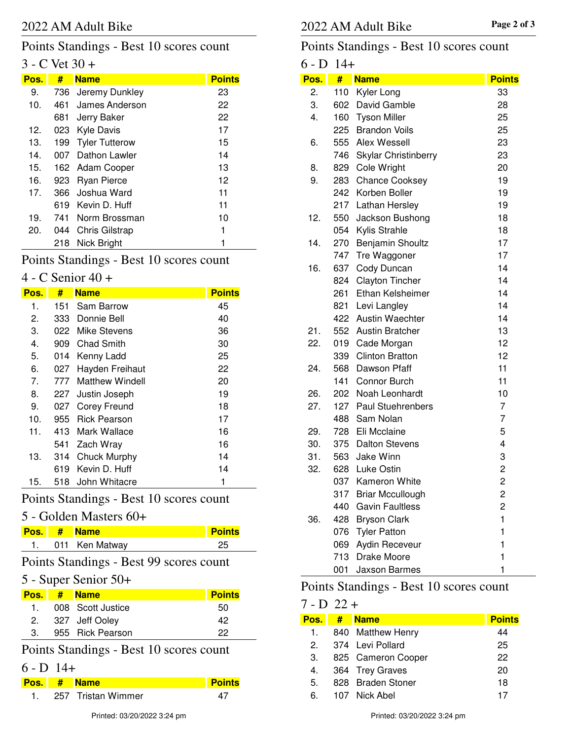## 2022 AM Adult Bike

### Points Standings - Best 10 scores count

#### 3 - C Vet 30 +

| Pos. | # | Name | Points |
|---|---|---|---|
| 9. | 736 | Jeremy Dunkley | 23 |
| 10. | 461 | James Anderson | 22 |
| | 681 | Jerry Baker | 22 |
| 12. | 023 | Kyle Davis | 17 |
| 13. | 199 | Tyler Tutterow | 15 |
| 14. | 007 | Dathon Lawler | 14 |
| 15. | 162 | Adam Cooper | 13 |
| 16. | 923 | Ryan Pierce | 12 |
| 17. | 366 | Joshua Ward | 11 |
| | 619 | Kevin D. Huff | 11 |
| 19. | 741 | Norm Brossman | 10 |
| 20. | 044 | Chris Gilstrap | 1 |
| | 218 | Nick Bright | 1 |

### Points Standings - Best 10 scores count

#### 4 - C Senior 40 +

| Pos. | # | Name | Points |
|---|---|---|---|
| 1. | 151 | Sam Barrow | 45 |
| 2. | 333 | Donnie Bell | 40 |
| 3. | 022 | Mike Stevens | 36 |
| 4. | 909 | Chad Smith | 30 |
| 5. | 014 | Kenny Ladd | 25 |
| 6. | 027 | Hayden Freihaut | 22 |
| 7. | 777 | Matthew Windell | 20 |
| 8. | 227 | Justin Joseph | 19 |
| 9. | 027 | Corey Freund | 18 |
| 10. | 955 | Rick Pearson | 17 |
| 11. | 413 | Mark Wallace | 16 |
| | 541 | Zach Wray | 16 |
| 13. | 314 | Chuck Murphy | 14 |
| | 619 | Kevin D. Huff | 14 |
| 15. | 518 | John Whitacre | 1 |

### Points Standings - Best 10 scores count

#### 5 - Golden Masters 60+

| Pos. | # | Name | Points |
|---|---|---|---|
| 1. | 011 | Ken Matway | 25 |

### Points Standings - Best 99 scores count

#### 5 - Super Senior 50+

| Pos. | # | Name | Points |
|---|---|---|---|
| 1. | 008 | Scott Justice | 50 |
| 2. | 327 | Jeff Ooley | 42 |
| 3. | 955 | Rick Pearson | 22 |

### Points Standings - Best 10 scores count

#### 6 - D 14+

| Pos. | # | Name | Points |
|---|---|---|---|
| 1. | 257 | Tristan Wimmer | 47 |
| 2. | 110 | Kyler Long | 33 |
| 3. | 602 | David Gamble | 28 |
| 4. | 160 | Tyson Miller | 25 |
| | 225 | Brandon Voils | 25 |
| 6. | 555 | Alex Wessell | 23 |
| | 746 | Skylar Christinberry | 23 |
| 8. | 829 | Cole Wright | 20 |
| 9. | 283 | Chance Cooksey | 19 |
| | 242 | Korben Boller | 19 |
| | 217 | Lathan Hersley | 19 |
| 12. | 550 | Jackson Bushong | 18 |
| | 054 | Kylis Strahle | 18 |
| 14. | 270 | Benjamin Shoultz | 17 |
| | 747 | Tre Waggoner | 17 |
| 16. | 637 | Cody Duncan | 14 |
| | 824 | Clayton Tincher | 14 |
| | 261 | Ethan Kelsheimer | 14 |
| | 821 | Levi Langley | 14 |
| | 422 | Austin Waechter | 14 |
| 21. | 552 | Austin Bratcher | 13 |
| 22. | 019 | Cade Morgan | 12 |
| | 339 | Clinton Bratton | 12 |
| 24. | 568 | Dawson Pfaff | 11 |
| | 141 | Connor Burch | 11 |
| 26. | 202 | Noah Leonhardt | 10 |
| 27. | 127 | Paul Stuehrenbers | 7 |
| | 488 | Sam Nolan | 7 |
| 29. | 728 | Eli Mcclaine | 5 |
| 30. | 375 | Dalton Stevens | 4 |
| 31. | 563 | Jake Winn | 3 |
| 32. | 628 | Luke Ostin | 2 |
| | 037 | Kameron White | 2 |
| | 317 | Briar Mccullough | 2 |
| | 440 | Gavin Faultless | 2 |
| 36. | 428 | Bryson Clark | 1 |
| | 076 | Tyler Patton | 1 |
| | 069 | Aydin Receveur | 1 |
| | 713 | Drake Moore | 1 |
| | 001 | Jaxson Barmes | 1 |

### Points Standings - Best 10 scores count

#### 7 - D 22 +

| Pos. | # | Name | Points |
|---|---|---|---|
| 1. | 840 | Matthew Henry | 44 |
| 2. | 374 | Levi Pollard | 25 |
| 3. | 825 | Cameron Cooper | 22 |
| 4. | 364 | Trey Graves | 20 |
| 5. | 828 | Braden Stoner | 18 |
| 6. | 107 | Nick Abel | 17 |

Printed: 03/20/2022 3:24 pm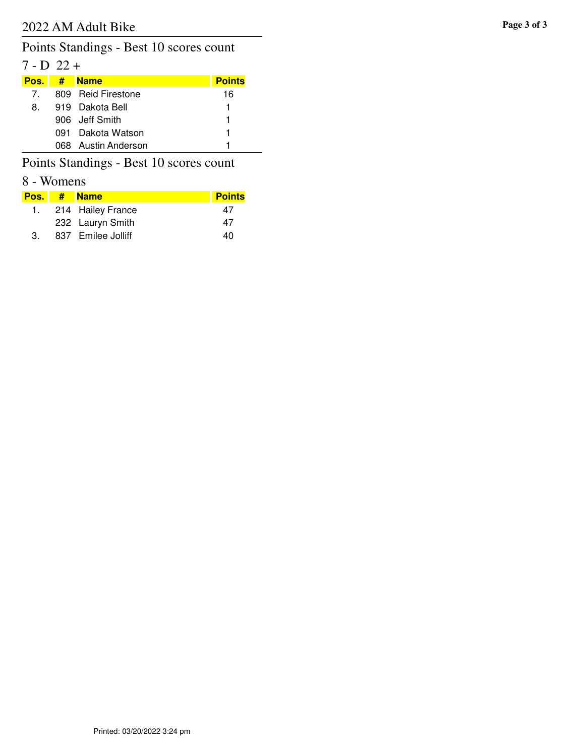# 2022 AM Adult Bike

## Points Standings - Best 10 scores count

### 7 - D 22 +

| Pos. | # | Name | Points |
|---|---|---|---|
| 7. | 809 | Reid Firestone | 16 |
| 8. | 919 | Dakota Bell | 1 |
| | 906 | Jeff Smith | 1 |
| | 091 | Dakota Watson | 1 |
| | 068 | Austin Anderson | 1 |

## Points Standings - Best 10 scores count

### 8 - Womens

| Pos. | # | Name | Points |
|---|---|---|---|
| 1. | 214 | Hailey France | 47 |
| | 232 | Lauryn Smith | 47 |
| 3. | 837 | Emilee Jolliff | 40 |

Printed: 03/20/2022 3:24 pm